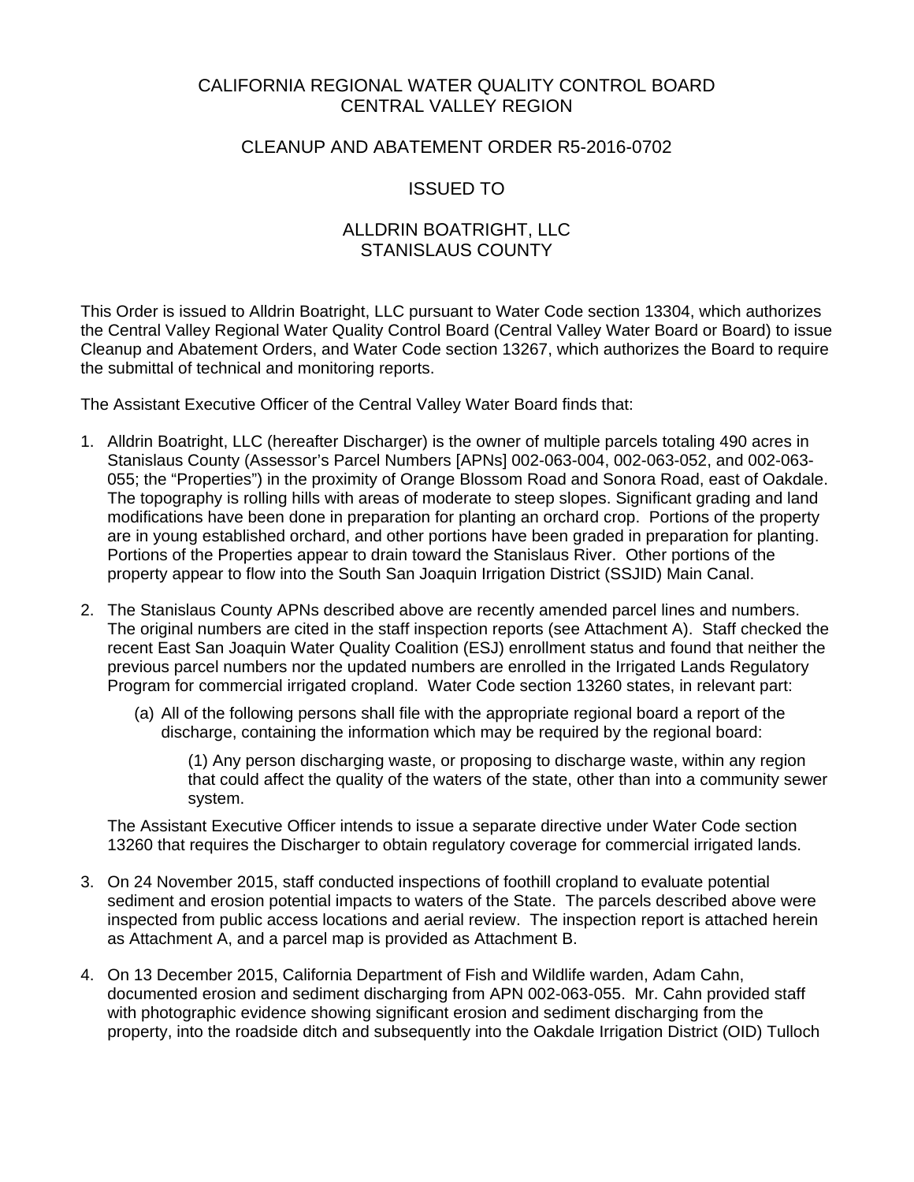# CALIFORNIA REGIONAL WATER QUALITY CONTROL BOARD
# CENTRAL VALLEY REGION

## CLEANUP AND ABATEMENT ORDER R5-2016-0702

## ISSUED TO

## ALLDRIN BOATRIGHT, LLC
## STANISLAUS COUNTY

This Order is issued to Alldrin Boatright, LLC pursuant to Water Code section 13304, which authorizes the Central Valley Regional Water Quality Control Board (Central Valley Water Board or Board) to issue Cleanup and Abatement Orders, and Water Code section 13267, which authorizes the Board to require the submittal of technical and monitoring reports.

The Assistant Executive Officer of the Central Valley Water Board finds that:

1. Alldrin Boatright, LLC (hereafter Discharger) is the owner of multiple parcels totaling 490 acres in Stanislaus County (Assessor's Parcel Numbers [APNs] 002-063-004, 002-063-052, and 002-063-055; the "Properties") in the proximity of Orange Blossom Road and Sonora Road, east of Oakdale. The topography is rolling hills with areas of moderate to steep slopes. Significant grading and land modifications have been done in preparation for planting an orchard crop. Portions of the property are in young established orchard, and other portions have been graded in preparation for planting. Portions of the Properties appear to drain toward the Stanislaus River. Other portions of the property appear to flow into the South San Joaquin Irrigation District (SSJID) Main Canal.

2. The Stanislaus County APNs described above are recently amended parcel lines and numbers. The original numbers are cited in the staff inspection reports (see Attachment A). Staff checked the recent East San Joaquin Water Quality Coalition (ESJ) enrollment status and found that neither the previous parcel numbers nor the updated numbers are enrolled in the Irrigated Lands Regulatory Program for commercial irrigated cropland. Water Code section 13260 states, in relevant part:

   (a) All of the following persons shall file with the appropriate regional board a report of the discharge, containing the information which may be required by the regional board:

      (1) Any person discharging waste, or proposing to discharge waste, within any region that could affect the quality of the waters of the state, other than into a community sewer system.

   The Assistant Executive Officer intends to issue a separate directive under Water Code section 13260 that requires the Discharger to obtain regulatory coverage for commercial irrigated lands.

3. On 24 November 2015, staff conducted inspections of foothill cropland to evaluate potential sediment and erosion potential impacts to waters of the State. The parcels described above were inspected from public access locations and aerial review. The inspection report is attached herein as Attachment A, and a parcel map is provided as Attachment B.

4. On 13 December 2015, California Department of Fish and Wildlife warden, Adam Cahn, documented erosion and sediment discharging from APN 002-063-055. Mr. Cahn provided staff with photographic evidence showing significant erosion and sediment discharging from the property, into the roadside ditch and subsequently into the Oakdale Irrigation District (OID) Tulloch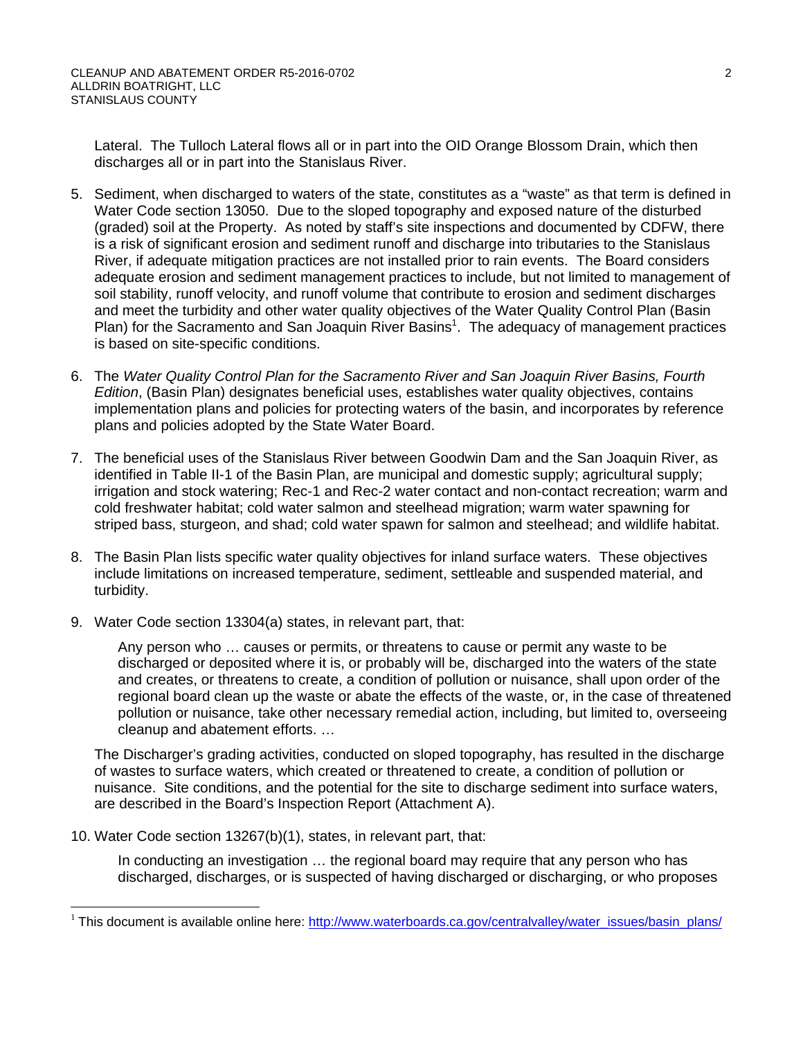Lateral. The Tulloch Lateral flows all or in part into the OID Orange Blossom Drain, which then discharges all or in part into the Stanislaus River.

5. Sediment, when discharged to waters of the state, constitutes as a "waste" as that term is defined in Water Code section 13050. Due to the sloped topography and exposed nature of the disturbed (graded) soil at the Property. As noted by staff's site inspections and documented by CDFW, there is a risk of significant erosion and sediment runoff and discharge into tributaries to the Stanislaus River, if adequate mitigation practices are not installed prior to rain events. The Board considers adequate erosion and sediment management practices to include, but not limited to management of soil stability, runoff velocity, and runoff volume that contribute to erosion and sediment discharges and meet the turbidity and other water quality objectives of the Water Quality Control Plan (Basin Plan) for the Sacramento and San Joaquin River Basins[1]. The adequacy of management practices is based on site-specific conditions.

6. The *Water Quality Control Plan for the Sacramento River and San Joaquin River Basins, Fourth Edition*, (Basin Plan) designates beneficial uses, establishes water quality objectives, contains implementation plans and policies for protecting waters of the basin, and incorporates by reference plans and policies adopted by the State Water Board.

7. The beneficial uses of the Stanislaus River between Goodwin Dam and the San Joaquin River, as identified in Table II-1 of the Basin Plan, are municipal and domestic supply; agricultural supply; irrigation and stock watering; Rec-1 and Rec-2 water contact and non-contact recreation; warm and cold freshwater habitat; cold water salmon and steelhead migration; warm water spawning for striped bass, sturgeon, and shad; cold water spawn for salmon and steelhead; and wildlife habitat.

8. The Basin Plan lists specific water quality objectives for inland surface waters. These objectives include limitations on increased temperature, sediment, settleable and suspended material, and turbidity.

9. Water Code section 13304(a) states, in relevant part, that:

   > Any person who … causes or permits, or threatens to cause or permit any waste to be discharged or deposited where it is, or probably will be, discharged into the waters of the state and creates, or threatens to create, a condition of pollution or nuisance, shall upon order of the regional board clean up the waste or abate the effects of the waste, or, in the case of threatened pollution or nuisance, take other necessary remedial action, including, but limited to, overseeing cleanup and abatement efforts. …

   The Discharger's grading activities, conducted on sloped topography, has resulted in the discharge of wastes to surface waters, which created or threatened to create, a condition of pollution or nuisance. Site conditions, and the potential for the site to discharge sediment into surface waters, are described in the Board's Inspection Report (Attachment A).

10. Water Code section 13267(b)(1), states, in relevant part, that:

   > In conducting an investigation … the regional board may require that any person who has discharged, discharges, or is suspected of having discharged or discharging, or who proposes

[1] This document is available online here: http://www.waterboards.ca.gov/centralvalley/water_issues/basin_plans/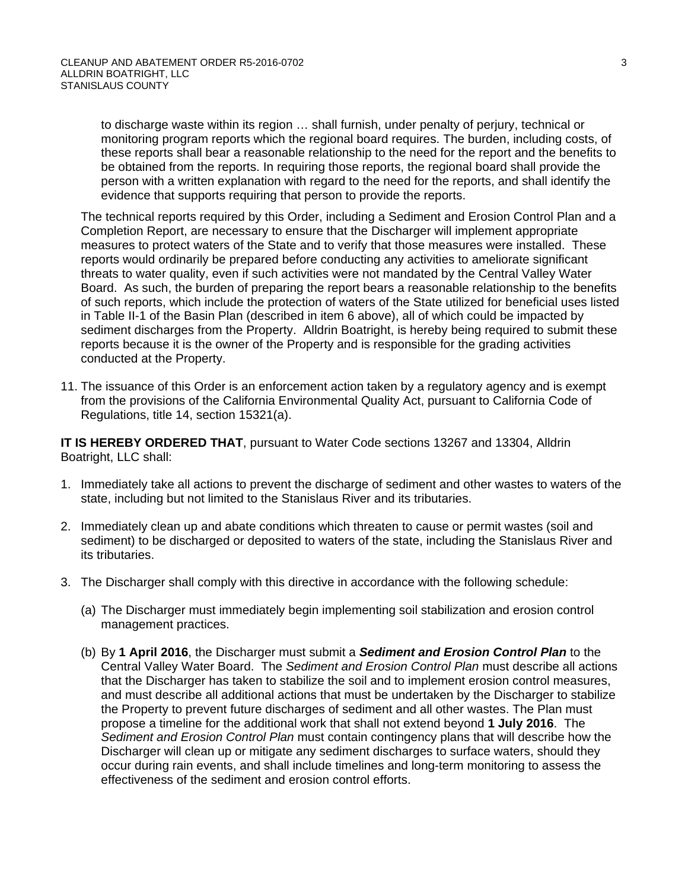to discharge waste within its region … shall furnish, under penalty of perjury, technical or monitoring program reports which the regional board requires. The burden, including costs, of these reports shall bear a reasonable relationship to the need for the report and the benefits to be obtained from the reports. In requiring those reports, the regional board shall provide the person with a written explanation with regard to the need for the reports, and shall identify the evidence that supports requiring that person to provide the reports.

The technical reports required by this Order, including a Sediment and Erosion Control Plan and a Completion Report, are necessary to ensure that the Discharger will implement appropriate measures to protect waters of the State and to verify that those measures were installed. These reports would ordinarily be prepared before conducting any activities to ameliorate significant threats to water quality, even if such activities were not mandated by the Central Valley Water Board. As such, the burden of preparing the report bears a reasonable relationship to the benefits of such reports, which include the protection of waters of the State utilized for beneficial uses listed in Table II-1 of the Basin Plan (described in item 6 above), all of which could be impacted by sediment discharges from the Property. Alldrin Boatright, is hereby being required to submit these reports because it is the owner of the Property and is responsible for the grading activities conducted at the Property.

11. The issuance of this Order is an enforcement action taken by a regulatory agency and is exempt from the provisions of the California Environmental Quality Act, pursuant to California Code of Regulations, title 14, section 15321(a).

**IT IS HEREBY ORDERED THAT**, pursuant to Water Code sections 13267 and 13304, Alldrin Boatright, LLC shall:

1. Immediately take all actions to prevent the discharge of sediment and other wastes to waters of the state, including but not limited to the Stanislaus River and its tributaries.

2. Immediately clean up and abate conditions which threaten to cause or permit wastes (soil and sediment) to be discharged or deposited to waters of the state, including the Stanislaus River and its tributaries.

3. The Discharger shall comply with this directive in accordance with the following schedule:

   (a) The Discharger must immediately begin implementing soil stabilization and erosion control management practices.

   (b) By **1 April 2016**, the Discharger must submit a ***Sediment and Erosion Control Plan*** to the Central Valley Water Board. The *Sediment and Erosion Control Plan* must describe all actions that the Discharger has taken to stabilize the soil and to implement erosion control measures, and must describe all additional actions that must be undertaken by the Discharger to stabilize the Property to prevent future discharges of sediment and all other wastes. The Plan must propose a timeline for the additional work that shall not extend beyond **1 July 2016**. The *Sediment and Erosion Control Plan* must contain contingency plans that will describe how the Discharger will clean up or mitigate any sediment discharges to surface waters, should they occur during rain events, and shall include timelines and long-term monitoring to assess the effectiveness of the sediment and erosion control efforts.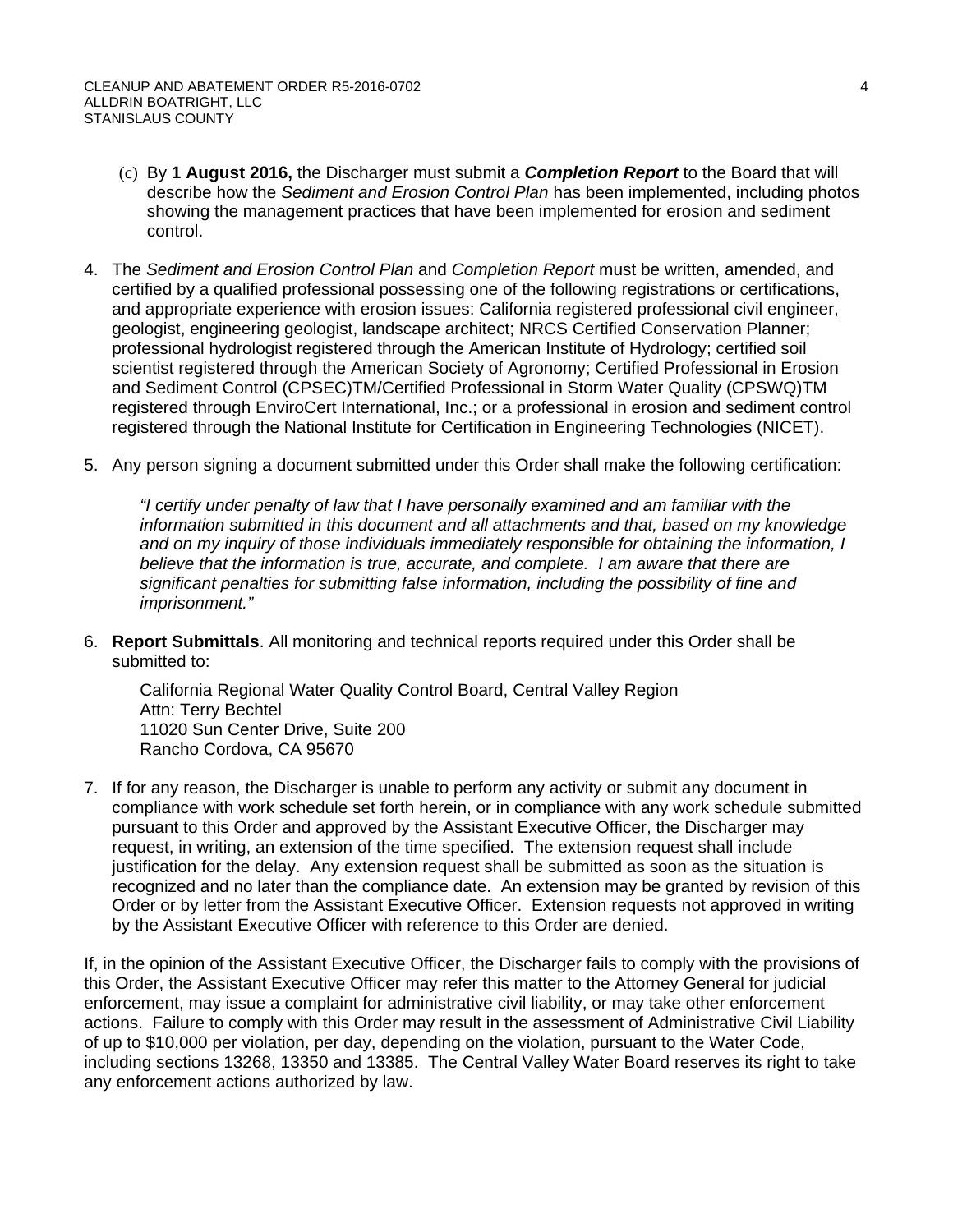(c) By **1 August 2016,** the Discharger must submit a ***Completion Report*** to the Board that will describe how the *Sediment and Erosion Control Plan* has been implemented, including photos showing the management practices that have been implemented for erosion and sediment control.

4. The *Sediment and Erosion Control Plan* and *Completion Report* must be written, amended, and certified by a qualified professional possessing one of the following registrations or certifications, and appropriate experience with erosion issues: California registered professional civil engineer, geologist, engineering geologist, landscape architect; NRCS Certified Conservation Planner; professional hydrologist registered through the American Institute of Hydrology; certified soil scientist registered through the American Society of Agronomy; Certified Professional in Erosion and Sediment Control (CPSEC)TM/Certified Professional in Storm Water Quality (CPSWQ)TM registered through EnviroCert International, Inc.; or a professional in erosion and sediment control registered through the National Institute for Certification in Engineering Technologies (NICET).

5. Any person signing a document submitted under this Order shall make the following certification:

   *"I certify under penalty of law that I have personally examined and am familiar with the information submitted in this document and all attachments and that, based on my knowledge and on my inquiry of those individuals immediately responsible for obtaining the information, I believe that the information is true, accurate, and complete. I am aware that there are significant penalties for submitting false information, including the possibility of fine and imprisonment."*

6. **Report Submittals**. All monitoring and technical reports required under this Order shall be submitted to:

   California Regional Water Quality Control Board, Central Valley Region
   Attn: Terry Bechtel
   11020 Sun Center Drive, Suite 200
   Rancho Cordova, CA 95670

7. If for any reason, the Discharger is unable to perform any activity or submit any document in compliance with work schedule set forth herein, or in compliance with any work schedule submitted pursuant to this Order and approved by the Assistant Executive Officer, the Discharger may request, in writing, an extension of the time specified. The extension request shall include justification for the delay. Any extension request shall be submitted as soon as the situation is recognized and no later than the compliance date. An extension may be granted by revision of this Order or by letter from the Assistant Executive Officer. Extension requests not approved in writing by the Assistant Executive Officer with reference to this Order are denied.

If, in the opinion of the Assistant Executive Officer, the Discharger fails to comply with the provisions of this Order, the Assistant Executive Officer may refer this matter to the Attorney General for judicial enforcement, may issue a complaint for administrative civil liability, or may take other enforcement actions. Failure to comply with this Order may result in the assessment of Administrative Civil Liability of up to $10,000 per violation, per day, depending on the violation, pursuant to the Water Code, including sections 13268, 13350 and 13385. The Central Valley Water Board reserves its right to take any enforcement actions authorized by law.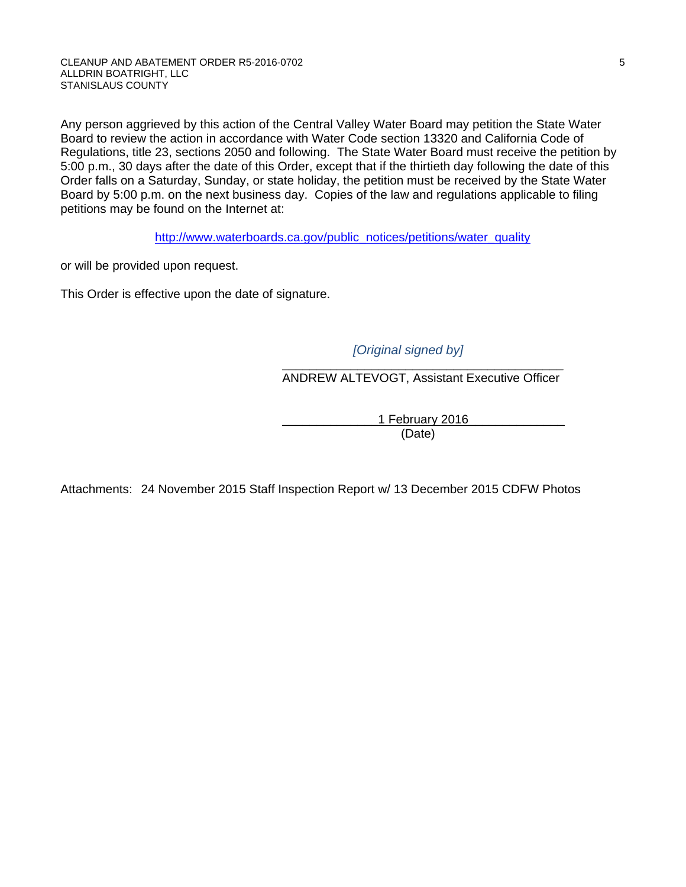Any person aggrieved by this action of the Central Valley Water Board may petition the State Water Board to review the action in accordance with Water Code section 13320 and California Code of Regulations, title 23, sections 2050 and following. The State Water Board must receive the petition by 5:00 p.m., 30 days after the date of this Order, except that if the thirtieth day following the date of this Order falls on a Saturday, Sunday, or state holiday, the petition must be received by the State Water Board by 5:00 p.m. on the next business day. Copies of the law and regulations applicable to filing petitions may be found on the Internet at:

http://www.waterboards.ca.gov/public_notices/petitions/water_quality

or will be provided upon request.

This Order is effective upon the date of signature.

*[Original signed by]*

ANDREW ALTEVOGT, Assistant Executive Officer

1 February 2016

(Date)

Attachments: 24 November 2015 Staff Inspection Report w/ 13 December 2015 CDFW Photos